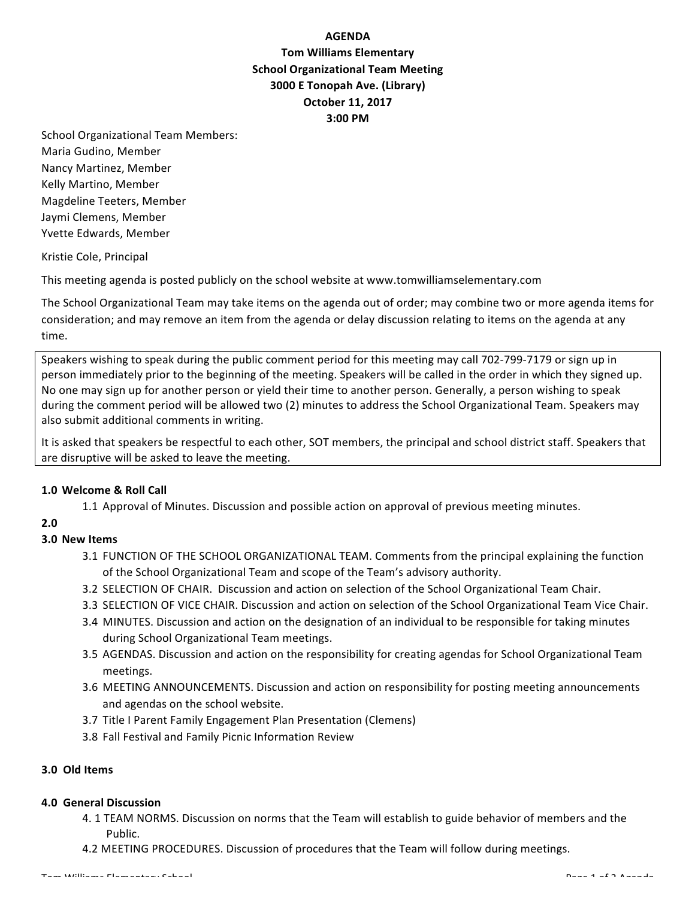**AGENDA**
**Tom Williams Elementary**
**School Organizational Team Meeting**
**3000 E Tonopah Ave. (Library)**
**October 11, 2017**
**3:00 PM**

School Organizational Team Members:
Maria Gudino, Member
Nancy Martinez, Member
Kelly Martino, Member
Magdeline Teeters, Member
Jaymi Clemens, Member
Yvette Edwards, Member

Kristie Cole, Principal

This meeting agenda is posted publicly on the school website at www.tomwilliamselementary.com

The School Organizational Team may take items on the agenda out of order; may combine two or more agenda items for consideration; and may remove an item from the agenda or delay discussion relating to items on the agenda at any time.

> Speakers wishing to speak during the public comment period for this meeting may call 702-799-7179 or sign up in person immediately prior to the beginning of the meeting. Speakers will be called in the order in which they signed up. No one may sign up for another person or yield their time to another person. Generally, a person wishing to speak during the comment period will be allowed two (2) minutes to address the School Organizational Team. Speakers may also submit additional comments in writing.
>
> It is asked that speakers be respectful to each other, SOT members, the principal and school district staff. Speakers that are disruptive will be asked to leave the meeting.

**1.0 Welcome & Roll Call**

- 1.1 Approval of Minutes. Discussion and possible action on approval of previous meeting minutes.

**2.0**

**3.0 New Items**

- 3.1 FUNCTION OF THE SCHOOL ORGANIZATIONAL TEAM. Comments from the principal explaining the function of the School Organizational Team and scope of the Team's advisory authority.
- 3.2 SELECTION OF CHAIR. Discussion and action on selection of the School Organizational Team Chair.
- 3.3 SELECTION OF VICE CHAIR. Discussion and action on selection of the School Organizational Team Vice Chair.
- 3.4 MINUTES. Discussion and action on the designation of an individual to be responsible for taking minutes during School Organizational Team meetings.
- 3.5 AGENDAS. Discussion and action on the responsibility for creating agendas for School Organizational Team meetings.
- 3.6 MEETING ANNOUNCEMENTS. Discussion and action on responsibility for posting meeting announcements and agendas on the school website.
- 3.7 Title I Parent Family Engagement Plan Presentation (Clemens)
- 3.8 Fall Festival and Family Picnic Information Review

**3.0 Old Items**

**4.0 General Discussion**

- 4. 1 TEAM NORMS. Discussion on norms that the Team will establish to guide behavior of members and the Public.
- 4.2 MEETING PROCEDURES. Discussion of procedures that the Team will follow during meetings.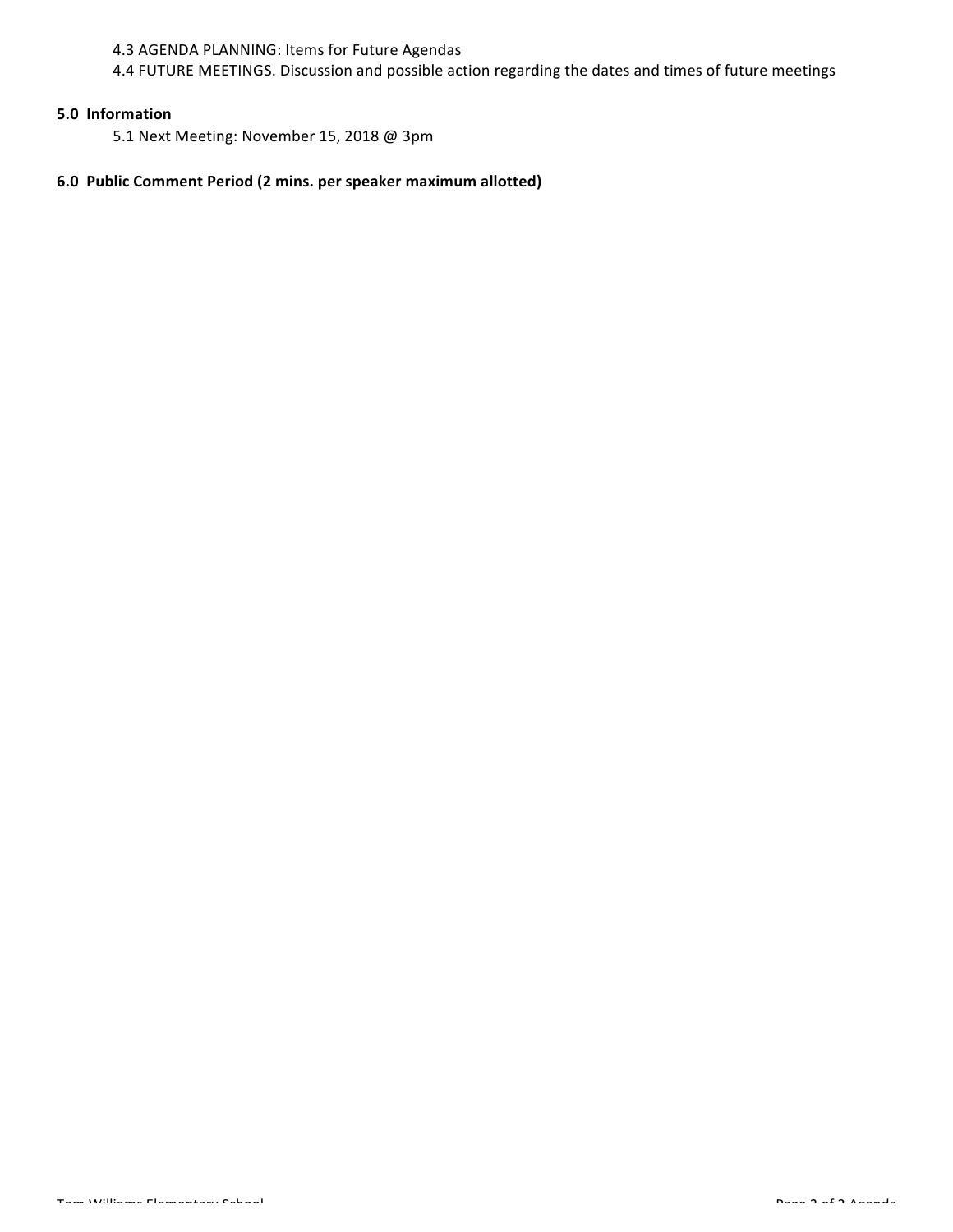4.3 AGENDA PLANNING: Items for Future Agendas

4.4 FUTURE MEETINGS. Discussion and possible action regarding the dates and times of future meetings

**5.0 Information**

5.1 Next Meeting: November 15, 2018 @ 3pm

**6.0 Public Comment Period (2 mins. per speaker maximum allotted)**